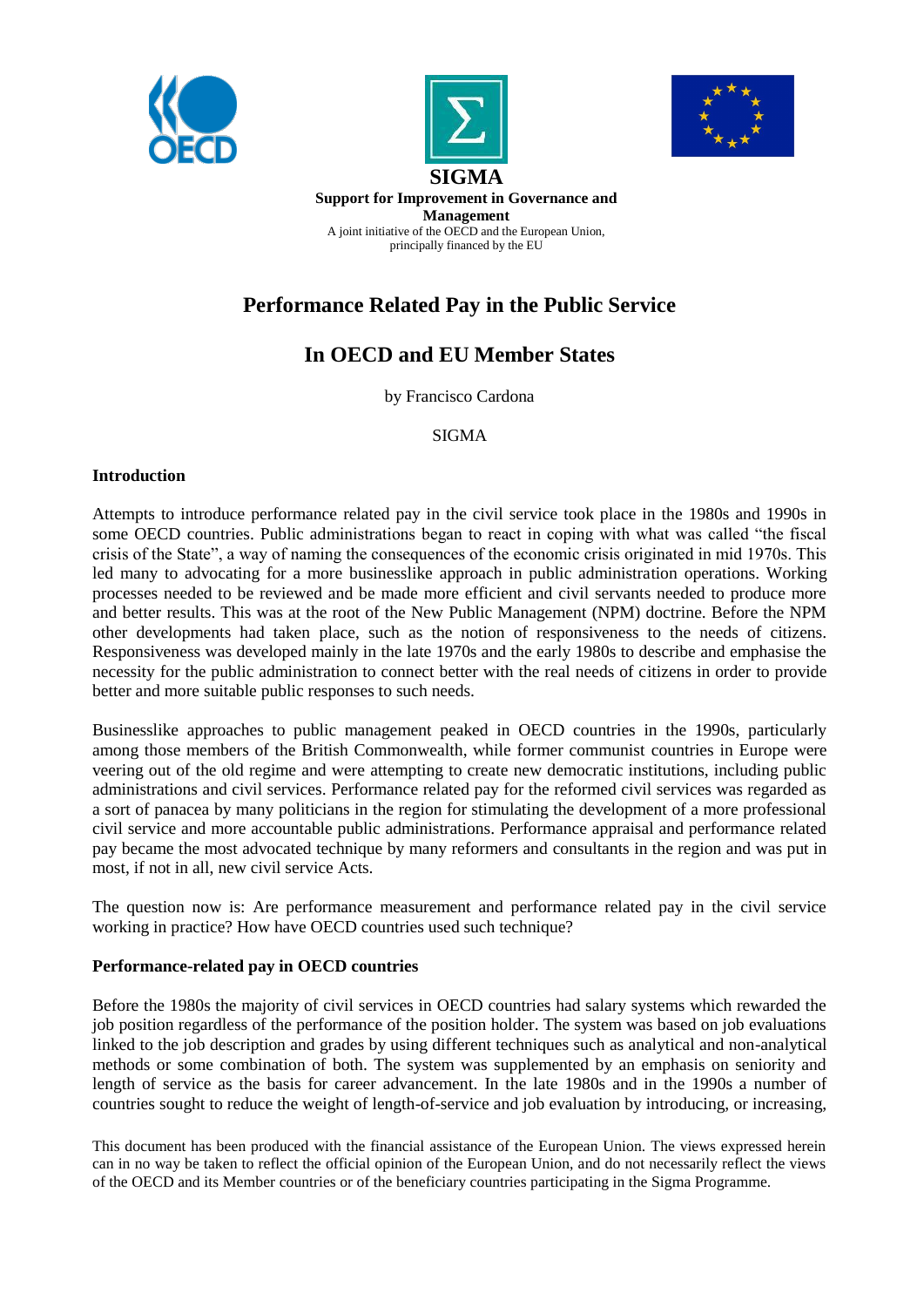**SIGMA**

**Support for Improvement in Governance and Management**

A joint initiative of the OECD and the European Union, principally financed by the EU

# Performance Related Pay in the Public Service

# In OECD and EU Member States

by Francisco Cardona

SIGMA

## Introduction

Attempts to introduce performance related pay in the civil service took place in the 1980s and 1990s in some OECD countries. Public administrations began to react in coping with what was called "the fiscal crisis of the State", a way of naming the consequences of the economic crisis originated in mid 1970s. This led many to advocating for a more businesslike approach in public administration operations. Working processes needed to be reviewed and be made more efficient and civil servants needed to produce more and better results. This was at the root of the New Public Management (NPM) doctrine. Before the NPM other developments had taken place, such as the notion of responsiveness to the needs of citizens. Responsiveness was developed mainly in the late 1970s and the early 1980s to describe and emphasise the necessity for the public administration to connect better with the real needs of citizens in order to provide better and more suitable public responses to such needs.

Businesslike approaches to public management peaked in OECD countries in the 1990s, particularly among those members of the British Commonwealth, while former communist countries in Europe were veering out of the old regime and were attempting to create new democratic institutions, including public administrations and civil services. Performance related pay for the reformed civil services was regarded as a sort of panacea by many politicians in the region for stimulating the development of a more professional civil service and more accountable public administrations. Performance appraisal and performance related pay became the most advocated technique by many reformers and consultants in the region and was put in most, if not in all, new civil service Acts.

The question now is: Are performance measurement and performance related pay in the civil service working in practice? How have OECD countries used such technique?

## Performance-related pay in OECD countries

Before the 1980s the majority of civil services in OECD countries had salary systems which rewarded the job position regardless of the performance of the position holder. The system was based on job evaluations linked to the job description and grades by using different techniques such as analytical and non-analytical methods or some combination of both. The system was supplemented by an emphasis on seniority and length of service as the basis for career advancement. In the late 1980s and in the 1990s a number of countries sought to reduce the weight of length-of-service and job evaluation by introducing, or increasing,

This document has been produced with the financial assistance of the European Union. The views expressed herein can in no way be taken to reflect the official opinion of the European Union, and do not necessarily reflect the views of the OECD and its Member countries or of the beneficiary countries participating in the Sigma Programme.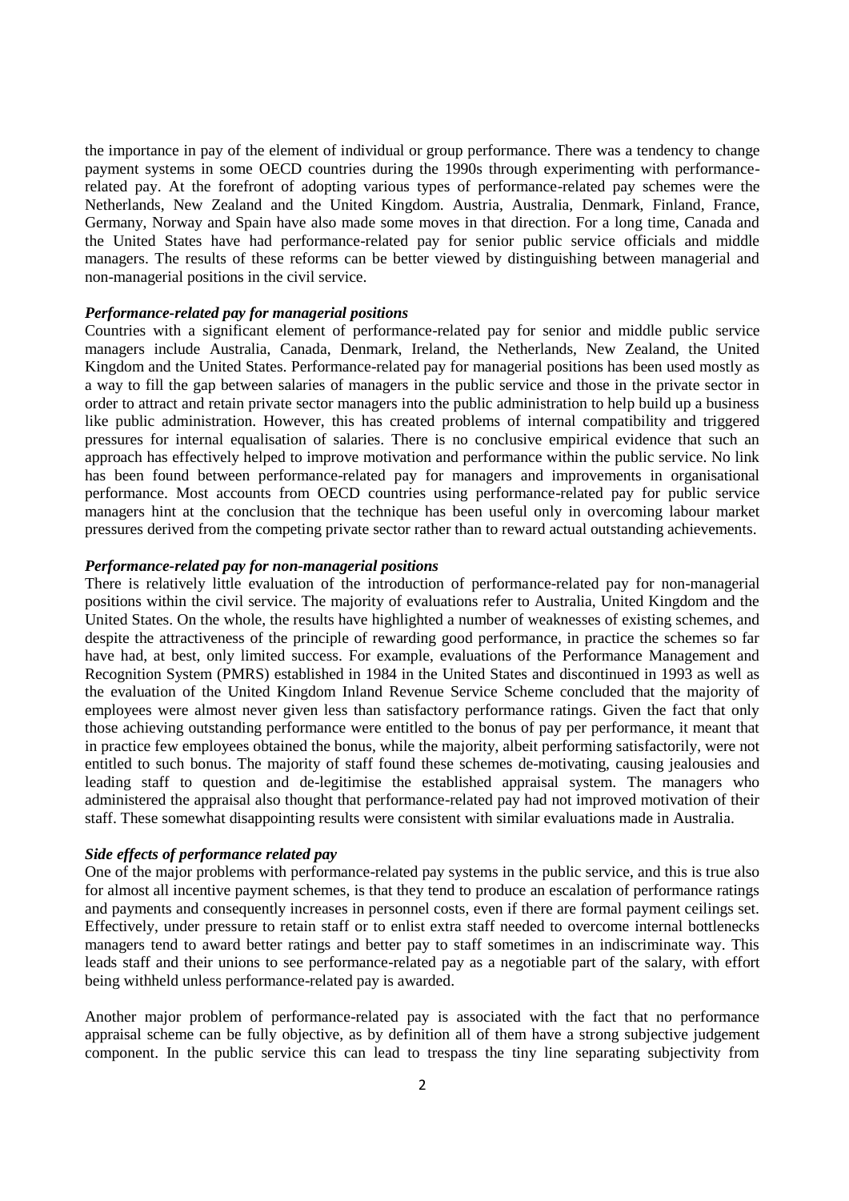the importance in pay of the element of individual or group performance. There was a tendency to change payment systems in some OECD countries during the 1990s through experimenting with performance-related pay. At the frontline of adopting various types of performance-related pay schemes were the Netherlands, New Zealand and the United Kingdom. Austria, Australia, Denmark, Finland, France, Germany, Norway and Spain have also made some moves in that direction. For a long time, Canada and the United States have had performance-related pay for senior public service officials and middle managers. The results of these reforms can be better viewed by distinguishing between managerial and non-managerial positions in the civil service.

***Performance-related pay for managerial positions***

Countries with a significant element of performance-related pay for senior and middle public service managers include Australia, Canada, Denmark, Ireland, the Netherlands, New Zealand, the United Kingdom and the United States. Performance-related pay for managerial positions has been used mostly as a way to fill the gap between salaries of managers in the public service and those in the private sector in order to attract and retain private sector managers into the public administration to help build up a business like public administration. However, this has created problems of internal compatibility and triggered pressures for internal equalisation of salaries. There is no conclusive empirical evidence that such an approach has effectively helped to improve motivation and performance within the public service. No link has been found between performance-related pay for managers and improvements in organisational performance. Most accounts from OECD countries using performance-related pay for public service managers hint at the conclusion that the technique has been useful only in overcoming labour market pressures derived from the competing private sector rather than to reward actual outstanding achievements.

***Performance-related pay for non-managerial positions***

There is relatively little evaluation of the introduction of performance-related pay for non-managerial positions within the civil service. The majority of evaluations refer to Australia, United Kingdom and the United States. On the whole, the results have highlighted a number of weaknesses of existing schemes, and despite the attractiveness of the principle of rewarding good performance, in practice the schemes so far have had, at best, only limited success. For example, evaluations of the Performance Management and Recognition System (PMRS) established in 1984 in the United States and discontinued in 1993 as well as the evaluation of the United Kingdom Inland Revenue Service Scheme concluded that the majority of employees were almost never given less than satisfactory performance ratings. Given the fact that only those achieving outstanding performance were entitled to the bonus of pay per performance, it meant that in practice few employees obtained the bonus, while the majority, albeit performing satisfactorily, were not entitled to such bonus. The majority of staff found these schemes de-motivating, causing jealousies and leading staff to question and de-legitimise the established appraisal system. The managers who administered the appraisal also thought that performance-related pay had not improved motivation of their staff. These somewhat disappointing results were consistent with similar evaluations made in Australia.

***Side effects of performance related pay***

One of the major problems with performance-related pay systems in the public service, and this is true also for almost all incentive payment schemes, is that they tend to produce an escalation of performance ratings and payments and consequently increases in personnel costs, even if there are formal payment ceilings set. Effectively, under pressure to retain staff or to enlist extra staff needed to overcome internal bottlenecks managers tend to award better ratings and better pay to staff sometimes in an indiscriminate way. This leads staff and their unions to see performance-related pay as a negotiable part of the salary, with effort being withheld unless performance-related pay is awarded.

Another major problem of performance-related pay is associated with the fact that no performance appraisal scheme can be fully objective, as by definition all of them have a strong subjective judgement component. In the public service this can lead to trespass the tiny line separating subjectivity from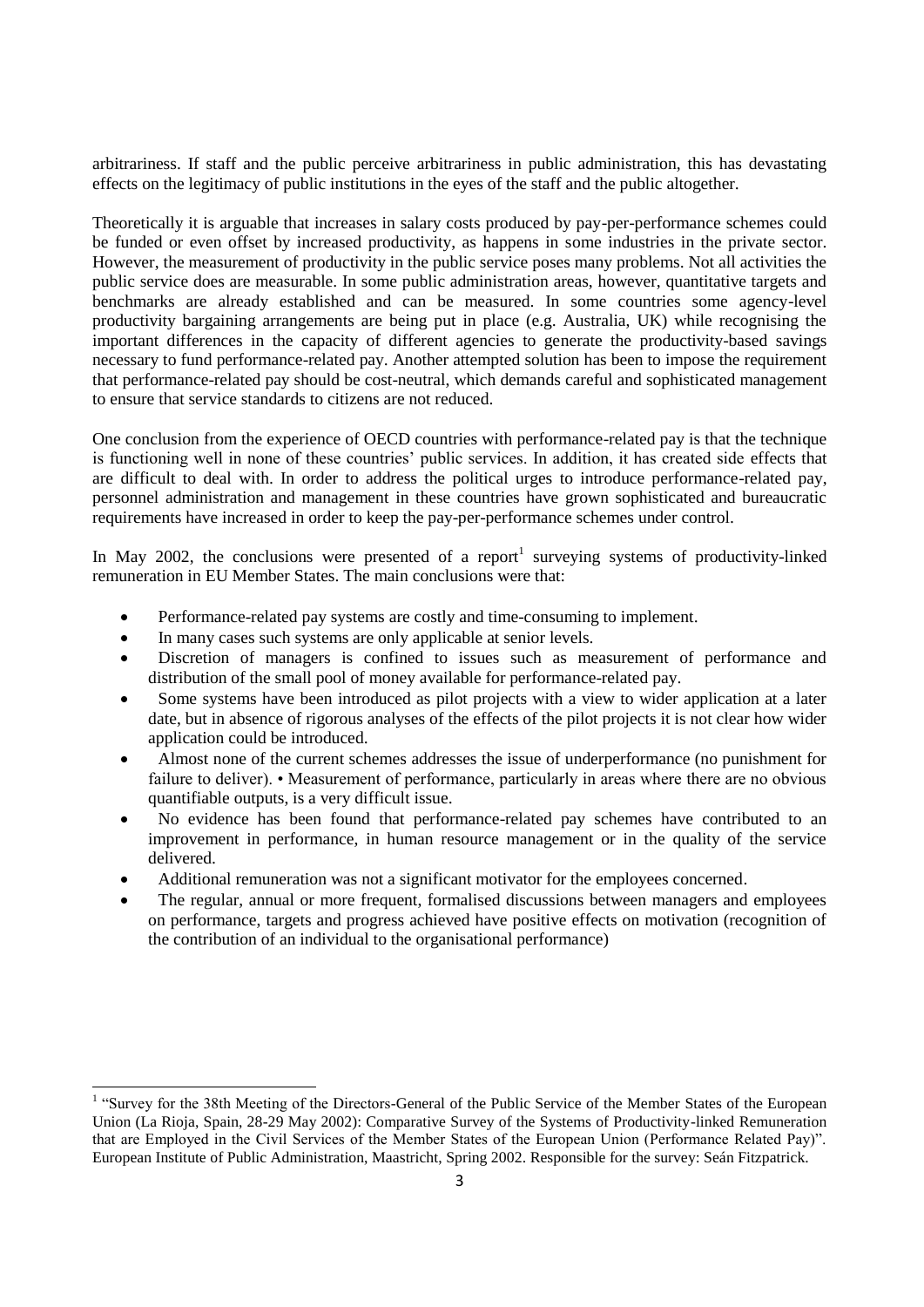arbitrariness. If staff and the public perceive arbitrariness in public administration, this has devastating effects on the legitimacy of public institutions in the eyes of the staff and the public altogether.

Theoretically it is arguable that increases in salary costs produced by pay-per-performance schemes could be funded or even offset by increased productivity, as happens in some industries in the private sector. However, the measurement of productivity in the public service poses many problems. Not all activities the public service does are measurable. In some public administration areas, however, quantitative targets and benchmarks are already established and can be measured. In some countries some agency-level productivity bargaining arrangements are being put in place (e.g. Australia, UK) while recognising the important differences in the capacity of different agencies to generate the productivity-based savings necessary to fund performance-related pay. Another attempted solution has been to impose the requirement that performance-related pay should be cost-neutral, which demands careful and sophisticated management to ensure that service standards to citizens are not reduced.

One conclusion from the experience of OECD countries with performance-related pay is that the technique is functioning well in none of these countries' public services. In addition, it has created side effects that are difficult to deal with. In order to address the political urges to introduce performance-related pay, personnel administration and management in these countries have grown sophisticated and bureaucratic requirements have increased in order to keep the pay-per-performance schemes under control.

In May 2002, the conclusions were presented of a report[1] surveying systems of productivity-linked remuneration in EU Member States. The main conclusions were that:

- Performance-related pay systems are costly and time-consuming to implement.
- In many cases such systems are only applicable at senior levels.
- Discretion of managers is confined to issues such as measurement of performance and distribution of the small pool of money available for performance-related pay.
- Some systems have been introduced as pilot projects with a view to wider application at a later date, but in absence of rigorous analyses of the effects of the pilot projects it is not clear how wider application could be introduced.
- Almost none of the current schemes addresses the issue of underperformance (no punishment for failure to deliver). • Measurement of performance, particularly in areas where there are no obvious quantifiable outputs, is a very difficult issue.
- No evidence has been found that performance-related pay schemes have contributed to an improvement in performance, in human resource management or in the quality of the service delivered.
- Additional remuneration was not a significant motivator for the employees concerned.
- The regular, annual or more frequent, formalised discussions between managers and employees on performance, targets and progress achieved have positive effects on motivation (recognition of the contribution of an individual to the organisational performance)

---

[1] "Survey for the 38th Meeting of the Directors-General of the Public Service of the Member States of the European Union (La Rioja, Spain, 28-29 May 2002): Comparative Survey of the Systems of Productivity-linked Remuneration that are Employed in the Civil Services of the Member States of the European Union (Performance Related Pay)". European Institute of Public Administration, Maastricht, Spring 2002. Responsible for the survey: Seán Fitzpatrick.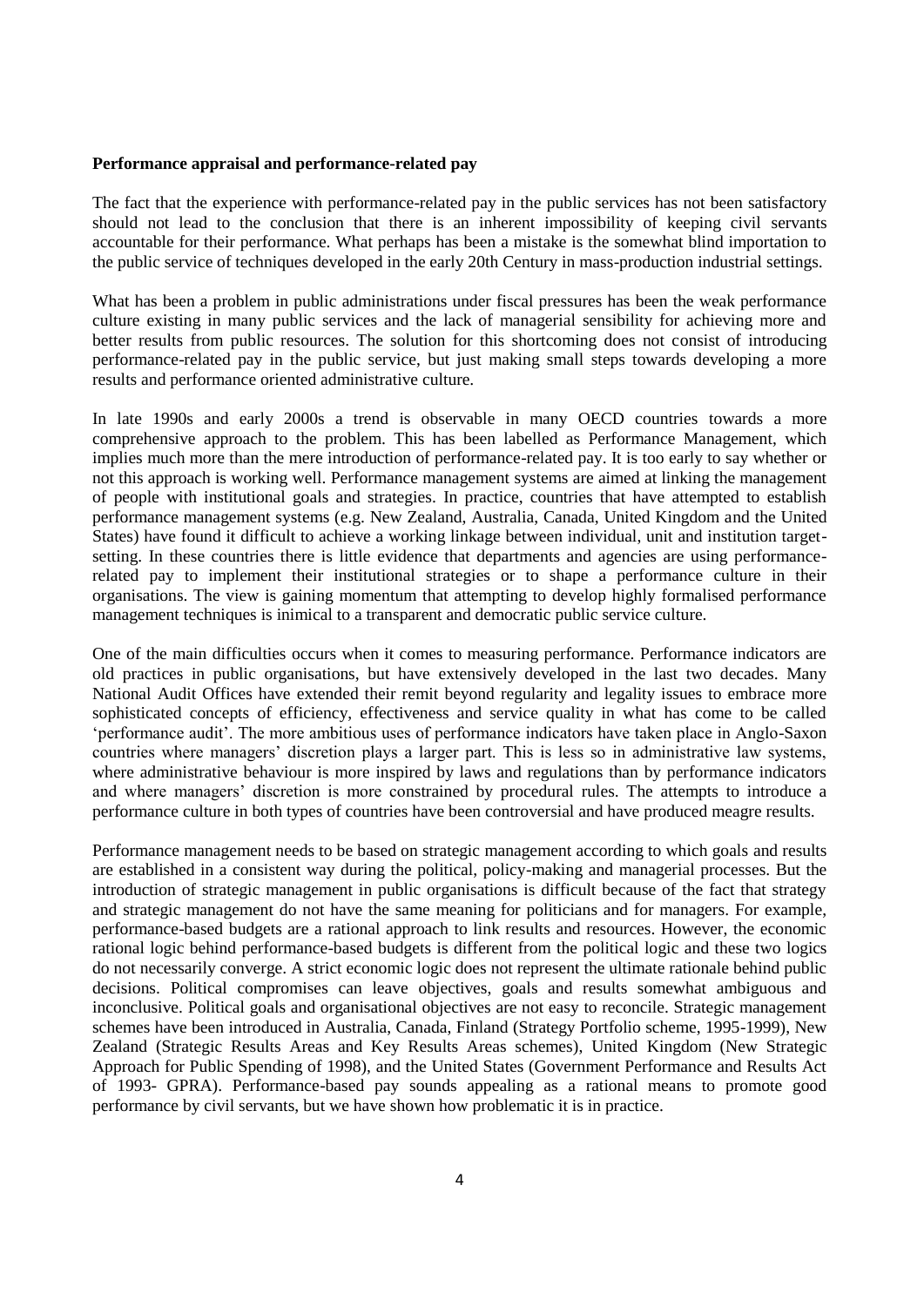**Performance appraisal and performance-related pay**

The fact that the experience with performance-related pay in the public services has not been satisfactory should not lead to the conclusion that there is an inherent impossibility of keeping civil servants accountable for their performance. What perhaps has been a mistake is the somewhat blind importation to the public service of techniques developed in the early 20th Century in mass-production industrial settings.

What has been a problem in public administrations under fiscal pressures has been the weak performance culture existing in many public services and the lack of managerial sensibility for achieving more and better results from public resources. The solution for this shortcoming does not consist of introducing performance-related pay in the public service, but just making small steps towards developing a more results and performance oriented administrative culture.

In late 1990s and early 2000s a trend is observable in many OECD countries towards a more comprehensive approach to the problem. This has been labelled as Performance Management, which implies much more than the mere introduction of performance-related pay. It is too early to say whether or not this approach is working well. Performance management systems are aimed at linking the management of people with institutional goals and strategies. In practice, countries that have attempted to establish performance management systems (e.g. New Zealand, Australia, Canada, United Kingdom and the United States) have found it difficult to achieve a working linkage between individual, unit and institution target-setting. In these countries there is little evidence that departments and agencies are using performance-related pay to implement their institutional strategies or to shape a performance culture in their organisations. The view is gaining momentum that attempting to develop highly formalised performance management techniques is inimical to a transparent and democratic public service culture.

One of the main difficulties occurs when it comes to measuring performance. Performance indicators are old practices in public organisations, but have extensively developed in the last two decades. Many National Audit Offices have extended their remit beyond regularity and legality issues to embrace more sophisticated concepts of efficiency, effectiveness and service quality in what has come to be called 'performance audit'. The more ambitious uses of performance indicators have taken place in Anglo-Saxon countries where managers' discretion plays a larger part. This is less so in administrative law systems, where administrative behaviour is more inspired by laws and regulations than by performance indicators and where managers' discretion is more constrained by procedural rules. The attempts to introduce a performance culture in both types of countries have been controversial and have produced meagre results.

Performance management needs to be based on strategic management according to which goals and results are established in a consistent way during the political, policy-making and managerial processes. But the introduction of strategic management in public organisations is difficult because of the fact that strategy and strategic management do not have the same meaning for politicians and for managers. For example, performance-based budgets are a rational approach to link results and resources. However, the economic rational logic behind performance-based budgets is different from the political logic and these two logics do not necessarily converge. A strict economic logic does not represent the ultimate rationale behind public decisions. Political compromises can leave objectives, goals and results somewhat ambiguous and inconclusive. Political goals and organisational objectives are not easy to reconcile. Strategic management schemes have been introduced in Australia, Canada, Finland (Strategy Portfolio scheme, 1995-1999), New Zealand (Strategic Results Areas and Key Results Areas schemes), United Kingdom (New Strategic Approach for Public Spending of 1998), and the United States (Government Performance and Results Act of 1993- GPRA). Performance-based pay sounds appealing as a rational means to promote good performance by civil servants, but we have shown how problematic it is in practice.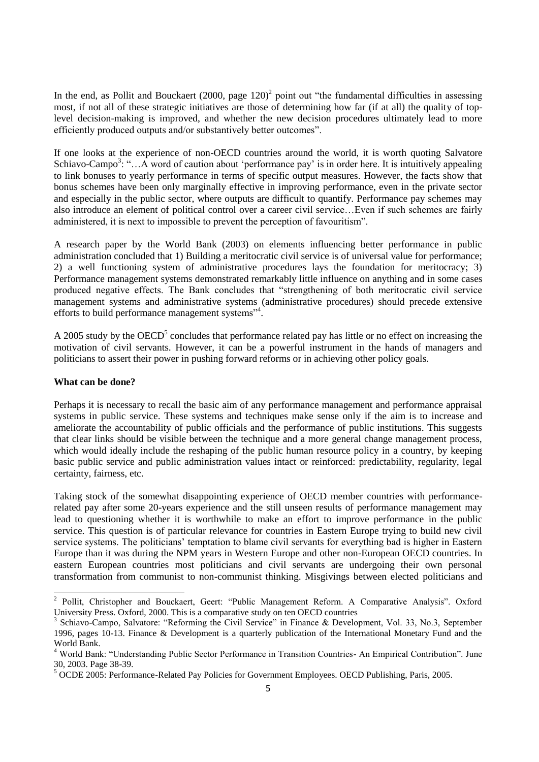In the end, as Pollit and Bouckaert (2000, page 120)[2] point out "the fundamental difficulties in assessing most, if not all of these strategic initiatives are those of determining how far (if at all) the quality of top-level decision-making is improved, and whether the new decision procedures ultimately lead to more efficiently produced outputs and/or substantively better outcomes".

If one looks at the experience of non-OECD countries around the world, it is worth quoting Salvatore Schiavo-Campo[3]: "…A word of caution about 'performance pay' is in order here. It is intuitively appealing to link bonuses to yearly performance in terms of specific output measures. However, the facts show that bonus schemes have been only marginally effective in improving performance, even in the private sector and especially in the public sector, where outputs are difficult to quantify. Performance pay schemes may also introduce an element of political control over a career civil service…Even if such schemes are fairly administered, it is next to impossible to prevent the perception of favouritism".

A research paper by the World Bank (2003) on elements influencing better performance in public administration concluded that 1) Building a meritocratic civil service is of universal value for performance; 2) a well functioning system of administrative procedures lays the foundation for meritocracy; 3) Performance management systems demonstrated remarkably little influence on anything and in some cases produced negative effects. The Bank concludes that "strengthening of both meritocratic civil service management systems and administrative systems (administrative procedures) should precede extensive efforts to build performance management systems"[4].

A 2005 study by the OECD[5] concludes that performance related pay has little or no effect on increasing the motivation of civil servants. However, it can be a powerful instrument in the hands of managers and politicians to assert their power in pushing forward reforms or in achieving other policy goals.

**What can be done?**

Perhaps it is necessary to recall the basic aim of any performance management and performance appraisal systems in public service. These systems and techniques make sense only if the aim is to increase and ameliorate the accountability of public officials and the performance of public institutions. This suggests that clear links should be visible between the technique and a more general change management process, which would ideally include the reshaping of the public human resource policy in a country, by keeping basic public service and public administration values intact or reinforced: predictability, regularity, legal certainty, fairness, etc.

Taking stock of the somewhat disappointing experience of OECD member countries with performance-related pay after some 20-years experience and the still unseen results of performance management may lead to questioning whether it is worthwhile to make an effort to improve performance in the public service. This question is of particular relevance for countries in Eastern Europe trying to build new civil service systems. The politicians' temptation to blame civil servants for everything bad is higher in Eastern Europe than it was during the NPM years in Western Europe and other non-European OECD countries. In eastern European countries most politicians and civil servants are undergoing their own personal transformation from communist to non-communist thinking. Misgivings between elected politicians and

---

[2] Pollit, Christopher and Bouckaert, Geert: "Public Management Reform. A Comparative Analysis". Oxford University Press. Oxford, 2000. This is a comparative study on ten OECD countries

[3] Schiavo-Campo, Salvatore: "Reforming the Civil Service" in Finance & Development, Vol. 33, No.3, September 1996, pages 10-13. Finance & Development is a quarterly publication of the International Monetary Fund and the World Bank.

[4] World Bank: "Understanding Public Sector Performance in Transition Countries- An Empirical Contribution". June 30, 2003. Page 38-39.

[5] OCDE 2005: Performance-Related Pay Policies for Government Employees. OECD Publishing, Paris, 2005.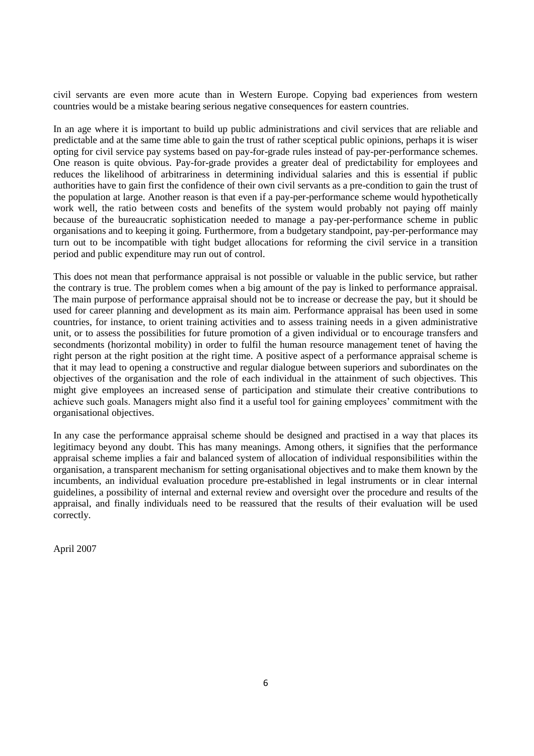civil servants are even more acute than in Western Europe. Copying bad experiences from western countries would be a mistake bearing serious negative consequences for eastern countries.

In an age where it is important to build up public administrations and civil services that are reliable and predictable and at the same time able to gain the trust of rather sceptical public opinions, perhaps it is wiser opting for civil service pay systems based on pay-for-grade rules instead of pay-per-performance schemes. One reason is quite obvious. Pay-for-grade provides a greater deal of predictability for employees and reduces the likelihood of arbitrariness in determining individual salaries and this is essential if public authorities have to gain first the confidence of their own civil servants as a pre-condition to gain the trust of the population at large. Another reason is that even if a pay-per-performance scheme would hypothetically work well, the ratio between costs and benefits of the system would probably not paying off mainly because of the bureaucratic sophistication needed to manage a pay-per-performance scheme in public organisations and to keeping it going. Furthermore, from a budgetary standpoint, pay-per-performance may turn out to be incompatible with tight budget allocations for reforming the civil service in a transition period and public expenditure may run out of control.

This does not mean that performance appraisal is not possible or valuable in the public service, but rather the contrary is true. The problem comes when a big amount of the pay is linked to performance appraisal. The main purpose of performance appraisal should not be to increase or decrease the pay, but it should be used for career planning and development as its main aim. Performance appraisal has been used in some countries, for instance, to orient training activities and to assess training needs in a given administrative unit, or to assess the possibilities for future promotion of a given individual or to encourage transfers and secondments (horizontal mobility) in order to fulfil the human resource management tenet of having the right person at the right position at the right time. A positive aspect of a performance appraisal scheme is that it may lead to opening a constructive and regular dialogue between superiors and subordinates on the objectives of the organisation and the role of each individual in the attainment of such objectives. This might give employees an increased sense of participation and stimulate their creative contributions to achieve such goals. Managers might also find it a useful tool for gaining employees' commitment with the organisational objectives.

In any case the performance appraisal scheme should be designed and practised in a way that places its legitimacy beyond any doubt. This has many meanings. Among others, it signifies that the performance appraisal scheme implies a fair and balanced system of allocation of individual responsibilities within the organisation, a transparent mechanism for setting organisational objectives and to make them known by the incumbents, an individual evaluation procedure pre-established in legal instruments or in clear internal guidelines, a possibility of internal and external review and oversight over the procedure and results of the appraisal, and finally individuals need to be reassured that the results of their evaluation will be used correctly.

April 2007